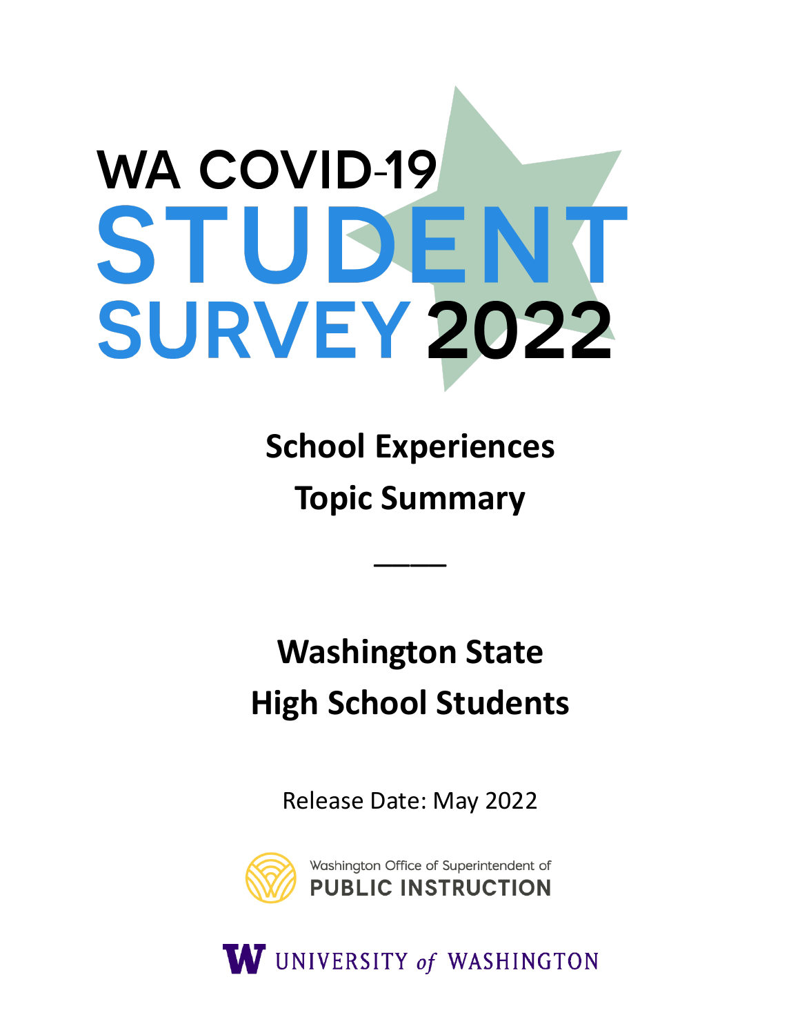# WA COVID-19 STUDENT SURVEY 2022

## School Experiences

## Topic Summary

---

## Washington State

## High School Students

Release Date: May 2022

Washington Office of Superintendent of PUBLIC INSTRUCTION

UNIVERSITY of WASHINGTON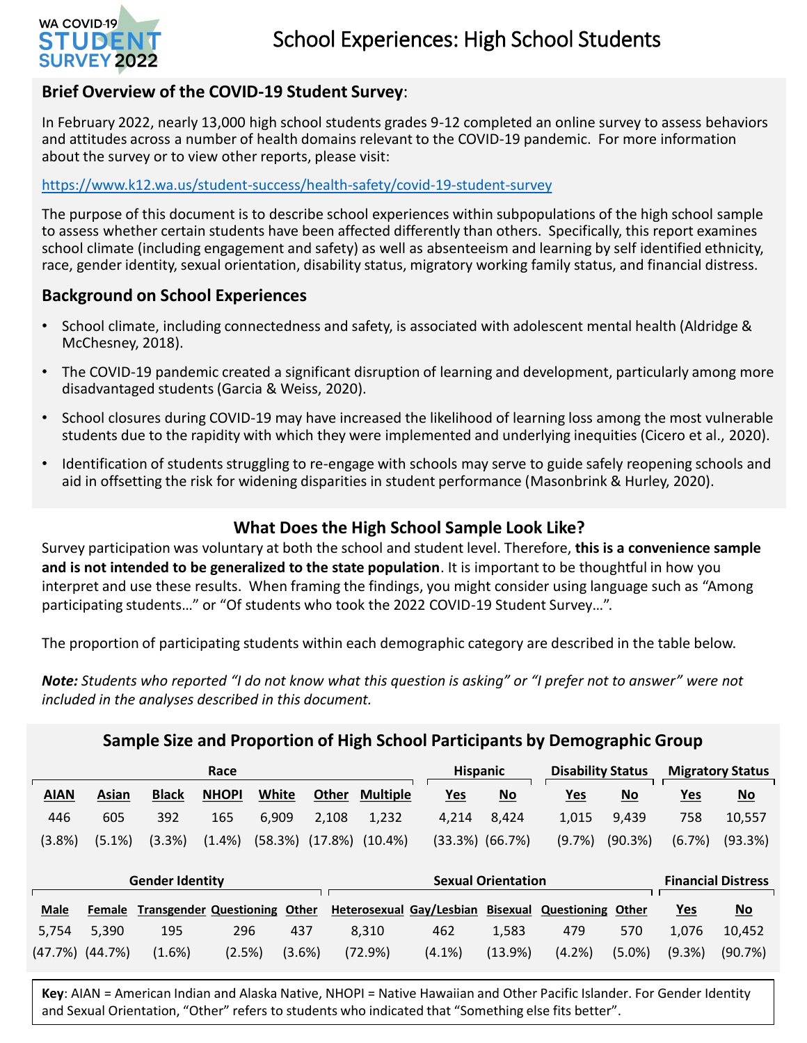# School Experiences: High School Students

## Brief Overview of the COVID-19 Student Survey:

In February 2022, nearly 13,000 high school students grades 9-12 completed an online survey to assess behaviors and attitudes across a number of health domains relevant to the COVID-19 pandemic. For more information about the survey or to view other reports, please visit:

https://www.k12.wa.us/student-success/health-safety/covid-19-student-survey

The purpose of this document is to describe school experiences within subpopulations of the high school sample to assess whether certain students have been affected differently than others. Specifically, this report examines school climate (including engagement and safety) as well as absenteeism and learning by self identified ethnicity, race, gender identity, sexual orientation, disability status, migratory working family status, and financial distress.

## Background on School Experiences

- School climate, including connectedness and safety, is associated with adolescent mental health (Aldridge & McChesney, 2018).
- The COVID-19 pandemic created a significant disruption of learning and development, particularly among more disadvantaged students (Garcia & Weiss, 2020).
- School closures during COVID-19 may have increased the likelihood of learning loss among the most vulnerable students due to the rapidity with which they were implemented and underlying inequities (Cicero et al., 2020).
- Identification of students struggling to re-engage with schools may serve to guide safely reopening schools and aid in offsetting the risk for widening disparities in student performance (Masonbrink & Hurley, 2020).

## What Does the High School Sample Look Like?

Survey participation was voluntary at both the school and student level. Therefore, **this is a convenience sample and is not intended to be generalized to the state population**. It is important to be thoughtful in how you interpret and use these results. When framing the findings, you might consider using language such as "Among participating students…" or "Of students who took the 2022 COVID-19 Student Survey…".

The proportion of participating students within each demographic category are described in the table below.

***Note:*** *Students who reported "I do not know what this question is asking" or "I prefer not to answer" were not included in the analyses described in this document.*

### Sample Size and Proportion of High School Participants by Demographic Group

| Race | | | | | | | Hispanic | | Disability Status | | Migratory Status | |
|---|---|---|---|---|---|---|---|---|---|---|---|---|
| AIAN | Asian | Black | NHOPI | White | Other | Multiple | Yes | No | Yes | No | Yes | No |
| 446 | 605 | 392 | 165 | 6,909 | 2,108 | 1,232 | 4,214 | 8,424 | 1,015 | 9,439 | 758 | 10,557 |
| (3.8%) | (5.1%) | (3.3%) | (1.4%) | (58.3%) | (17.8%) | (10.4%) | (33.3%) | (66.7%) | (9.7%) | (90.3%) | (6.7%) | (93.3%) |

| Gender Identity | | | | | Sexual Orientation | | | | | Financial Distress | |
|---|---|---|---|---|---|---|---|---|---|---|---|
| Male | Female | Transgender | Questioning | Other | Heterosexual | Gay/Lesbian | Bisexual | Questioning | Other | Yes | No |
| 5,754 | 5,390 | 195 | 296 | 437 | 8,310 | 462 | 1,583 | 479 | 570 | 1,076 | 10,452 |
| (47.7%) | (44.7%) | (1.6%) | (2.5%) | (3.6%) | (72.9%) | (4.1%) | (13.9%) | (4.2%) | (5.0%) | (9.3%) | (90.7%) |

**Key**: AIAN = American Indian and Alaska Native, NHOPI = Native Hawaiian and Other Pacific Islander. For Gender Identity and Sexual Orientation, "Other" refers to students who indicated that "Something else fits better".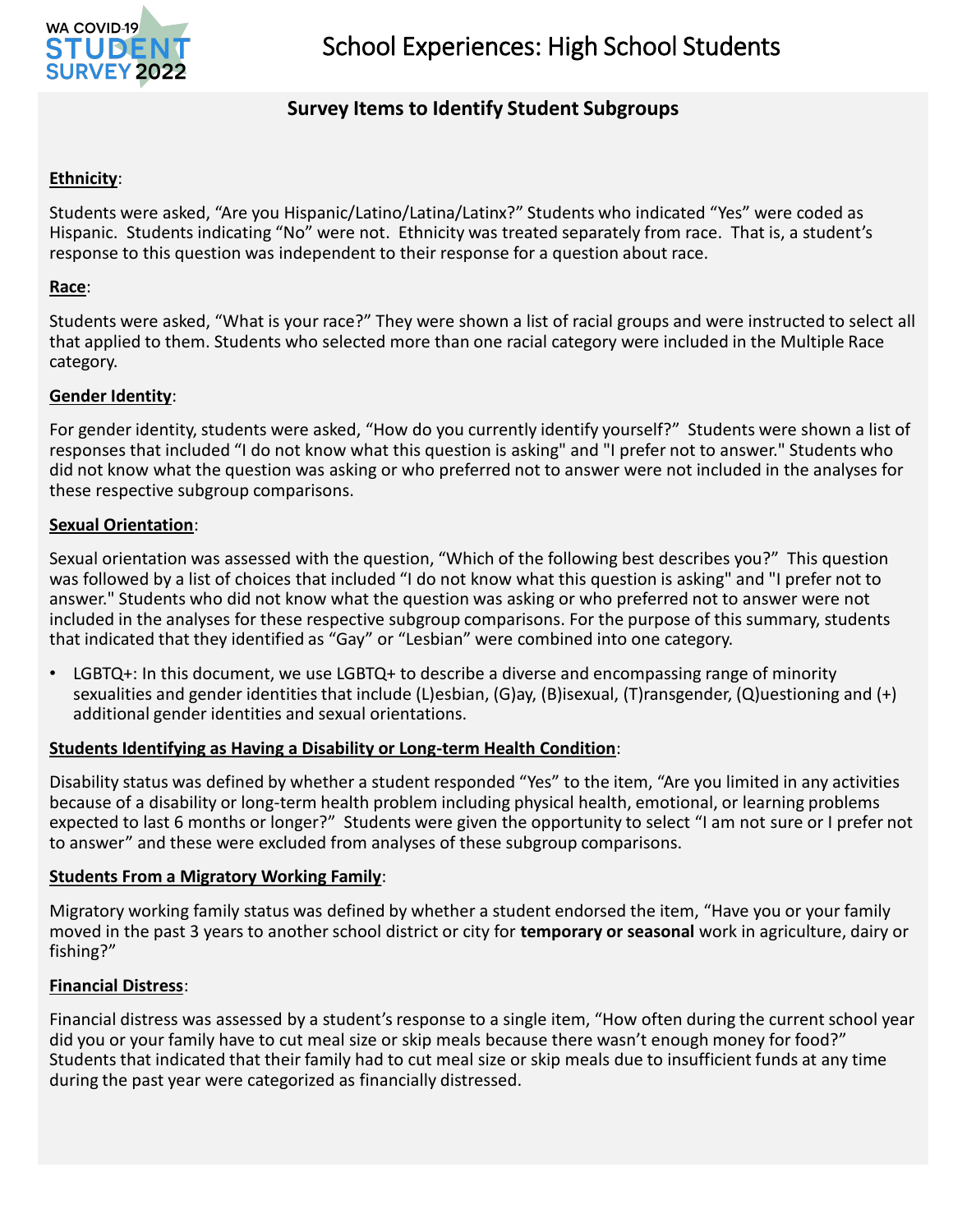# School Experiences: High School Students

## Survey Items to Identify Student Subgroups

**Ethnicity**:

Students were asked, "Are you Hispanic/Latino/Latina/Latinx?" Students who indicated "Yes" were coded as Hispanic. Students indicating "No" were not. Ethnicity was treated separately from race. That is, a student's response to this question was independent to their response for a question about race.

**Race**:

Students were asked, "What is your race?" They were shown a list of racial groups and were instructed to select all that applied to them. Students who selected more than one racial category were included in the Multiple Race category.

**Gender Identity**:

For gender identity, students were asked, "How do you currently identify yourself?" Students were shown a list of responses that included "I do not know what this question is asking" and "I prefer not to answer." Students who did not know what the question was asking or who preferred not to answer were not included in the analyses for these respective subgroup comparisons.

**Sexual Orientation**:

Sexual orientation was assessed with the question, "Which of the following best describes you?" This question was followed by a list of choices that included "I do not know what this question is asking" and "I prefer not to answer." Students who did not know what the question was asking or who preferred not to answer were not included in the analyses for these respective subgroup comparisons. For the purpose of this summary, students that indicated that they identified as "Gay" or "Lesbian" were combined into one category.

- LGBTQ+: In this document, we use LGBTQ+ to describe a diverse and encompassing range of minority sexualities and gender identities that include (L)esbian, (G)ay, (B)isexual, (T)ransgender, (Q)uestioning and (+) additional gender identities and sexual orientations.

**Students Identifying as Having a Disability or Long-term Health Condition**:

Disability status was defined by whether a student responded "Yes" to the item, "Are you limited in any activities because of a disability or long-term health problem including physical health, emotional, or learning problems expected to last 6 months or longer?" Students were given the opportunity to select "I am not sure or I prefer not to answer" and these were excluded from analyses of these subgroup comparisons.

**Students From a Migratory Working Family**:

Migratory working family status was defined by whether a student endorsed the item, "Have you or your family moved in the past 3 years to another school district or city for **temporary or seasonal** work in agriculture, dairy or fishing?"

**Financial Distress**:

Financial distress was assessed by a student's response to a single item, "How often during the current school year did you or your family have to cut meal size or skip meals because there wasn't enough money for food?" Students that indicated that their family had to cut meal size or skip meals due to insufficient funds at any time during the past year were categorized as financially distressed.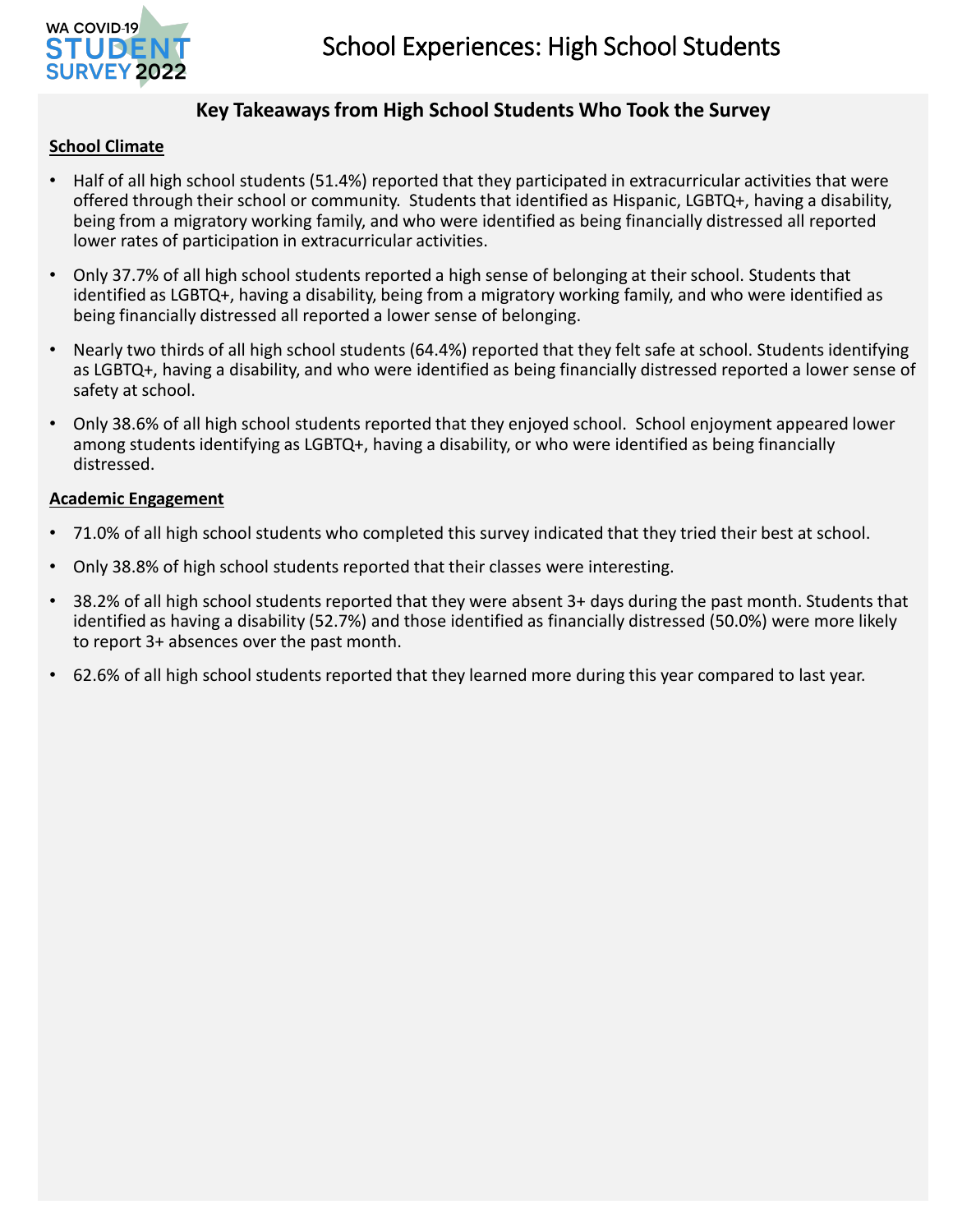# School Experiences: High School Students

## Key Takeaways from High School Students Who Took the Survey

**School Climate**

- Half of all high school students (51.4%) reported that they participated in extracurricular activities that were offered through their school or community. Students that identified as Hispanic, LGBTQ+, having a disability, being from a migratory working family, and who were identified as being financially distressed all reported lower rates of participation in extracurricular activities.
- Only 37.7% of all high school students reported a high sense of belonging at their school. Students that identified as LGBTQ+, having a disability, being from a migratory working family, and who were identified as being financially distressed all reported a lower sense of belonging.
- Nearly two thirds of all high school students (64.4%) reported that they felt safe at school. Students identifying as LGBTQ+, having a disability, and who were identified as being financially distressed reported a lower sense of safety at school.
- Only 38.6% of all high school students reported that they enjoyed school. School enjoyment appeared lower among students identifying as LGBTQ+, having a disability, or who were identified as being financially distressed.

**Academic Engagement**

- 71.0% of all high school students who completed this survey indicated that they tried their best at school.
- Only 38.8% of high school students reported that their classes were interesting.
- 38.2% of all high school students reported that they were absent 3+ days during the past month. Students that identified as having a disability (52.7%) and those identified as financially distressed (50.0%) were more likely to report 3+ absences over the past month.
- 62.6% of all high school students reported that they learned more during this year compared to last year.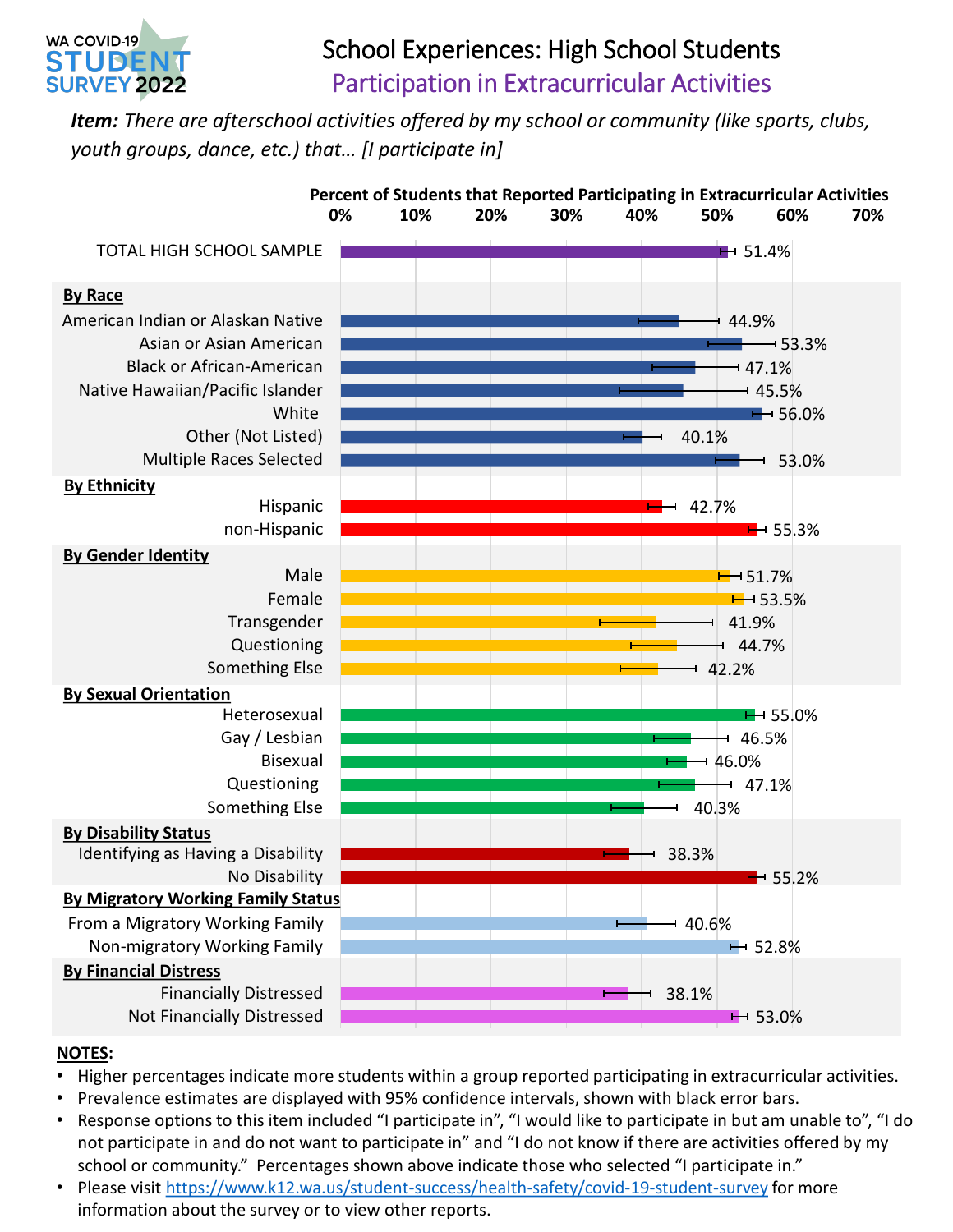WA COVID-19 STUDENT SURVEY 2022

# School Experiences: High School Students

## Participation in Extracurricular Activities

***Item:** There are afterschool activities offered by my school or community (like sports, clubs, youth groups, dance, etc.) that… [I participate in]*

**Percent of Students that Reported Participating in Extracurricular Activities**

| Group | Percent |
|---|---|
| TOTAL HIGH SCHOOL SAMPLE | 51.4% |
| **By Race** | |
| American Indian or Alaskan Native | 44.9% |
| Asian or Asian American | 53.3% |
| Black or African-American | 47.1% |
| Native Hawaiian/Pacific Islander | 45.5% |
| White | 56.0% |
| Other (Not Listed) | 40.1% |
| Multiple Races Selected | 53.0% |
| **By Ethnicity** | |
| Hispanic | 42.7% |
| non-Hispanic | 55.3% |
| **By Gender Identity** | |
| Male | 51.7% |
| Female | 53.5% |
| Transgender | 41.9% |
| Questioning | 44.7% |
| Something Else | 42.2% |
| **By Sexual Orientation** | |
| Heterosexual | 55.0% |
| Gay / Lesbian | 46.5% |
| Bisexual | 46.0% |
| Questioning | 47.1% |
| Something Else | 40.3% |
| **By Disability Status** | |
| Identifying as Having a Disability | 38.3% |
| No Disability | 55.2% |
| **By Migratory Working Family Status** | |
| From a Migratory Working Family | 40.6% |
| Non-migratory Working Family | 52.8% |
| **By Financial Distress** | |
| Financially Distressed | 38.1% |
| Not Financially Distressed | 53.0% |

**NOTES:**

- Higher percentages indicate more students within a group reported participating in extracurricular activities.
- Prevalence estimates are displayed with 95% confidence intervals, shown with black error bars.
- Response options to this item included "I participate in", "I would like to participate in but am unable to", "I do not participate in and do not want to participate in" and "I do not know if there are activities offered by my school or community." Percentages shown above indicate those who selected "I participate in."
- Please visit https://www.k12.wa.us/student-success/health-safety/covid-19-student-survey for more information about the survey or to view other reports.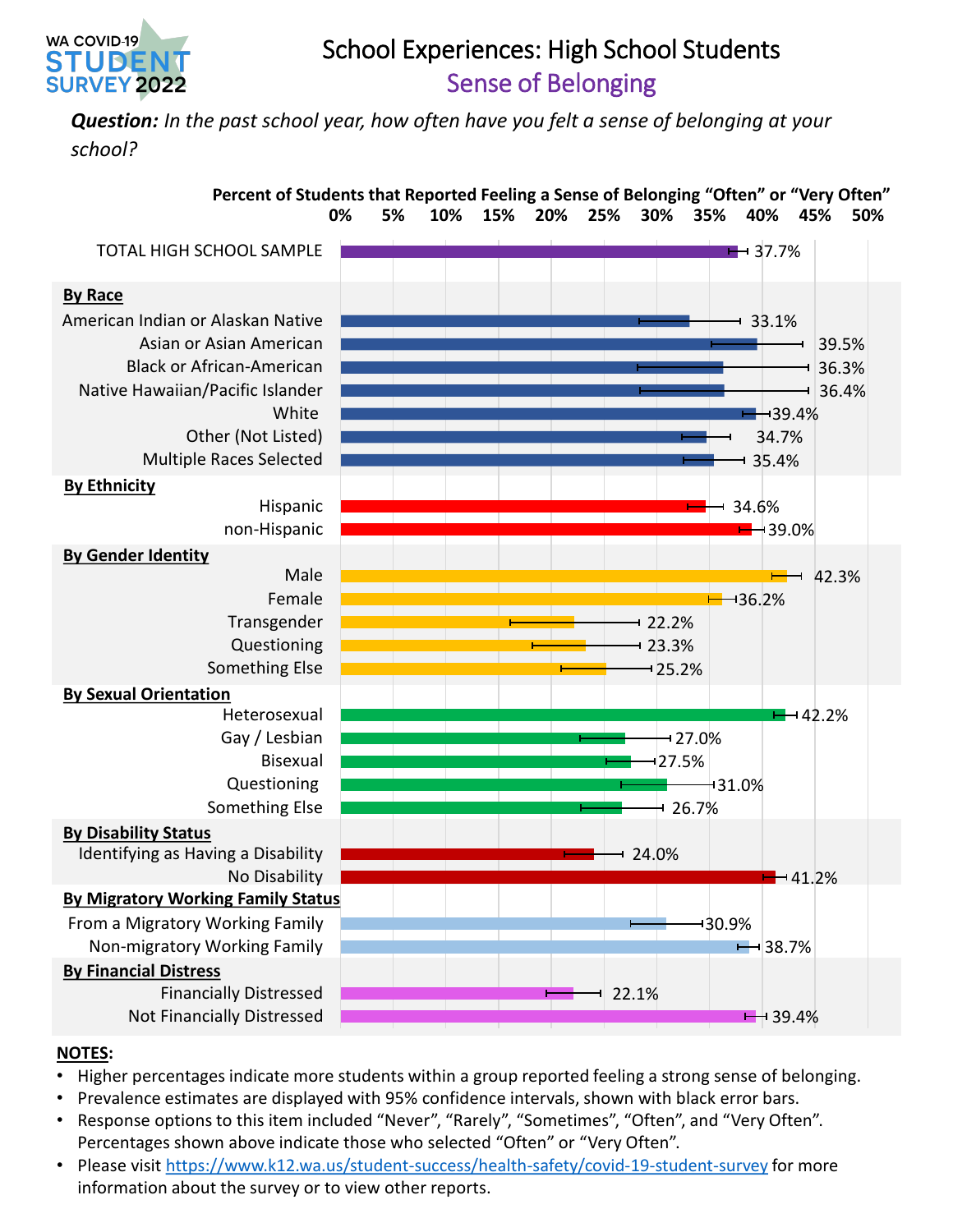# School Experiences: High School Students

## Sense of Belonging

***Question:*** *In the past school year, how often have you felt a sense of belonging at your school?*

**Percent of Students that Reported Feeling a Sense of Belonging "Often" or "Very Often"**

| Group | Percent |
|---|---|
| TOTAL HIGH SCHOOL SAMPLE | 37.7% |
| **By Race** | |
| American Indian or Alaskan Native | 33.1% |
| Asian or Asian American | 39.5% |
| Black or African-American | 36.3% |
| Native Hawaiian/Pacific Islander | 36.4% |
| White | 39.4% |
| Other (Not Listed) | 34.7% |
| Multiple Races Selected | 35.4% |
| **By Ethnicity** | |
| Hispanic | 34.6% |
| non-Hispanic | 39.0% |
| **By Gender Identity** | |
| Male | 42.3% |
| Female | 36.2% |
| Transgender | 22.2% |
| Questioning | 23.3% |
| Something Else | 25.2% |
| **By Sexual Orientation** | |
| Heterosexual | 42.2% |
| Gay / Lesbian | 27.0% |
| Bisexual | 27.5% |
| Questioning | 31.0% |
| Something Else | 26.7% |
| **By Disability Status** | |
| Identifying as Having a Disability | 24.0% |
| No Disability | 41.2% |
| **By Migratory Working Family Status** | |
| From a Migratory Working Family | 30.9% |
| Non-migratory Working Family | 38.7% |
| **By Financial Distress** | |
| Financially Distressed | 22.1% |
| Not Financially Distressed | 39.4% |

**NOTES:**

- Higher percentages indicate more students within a group reported feeling a strong sense of belonging.
- Prevalence estimates are displayed with 95% confidence intervals, shown with black error bars.
- Response options to this item included "Never", "Rarely", "Sometimes", "Often", and "Very Often". Percentages shown above indicate those who selected "Often" or "Very Often".
- Please visit https://www.k12.wa.us/student-success/health-safety/covid-19-student-survey for more information about the survey or to view other reports.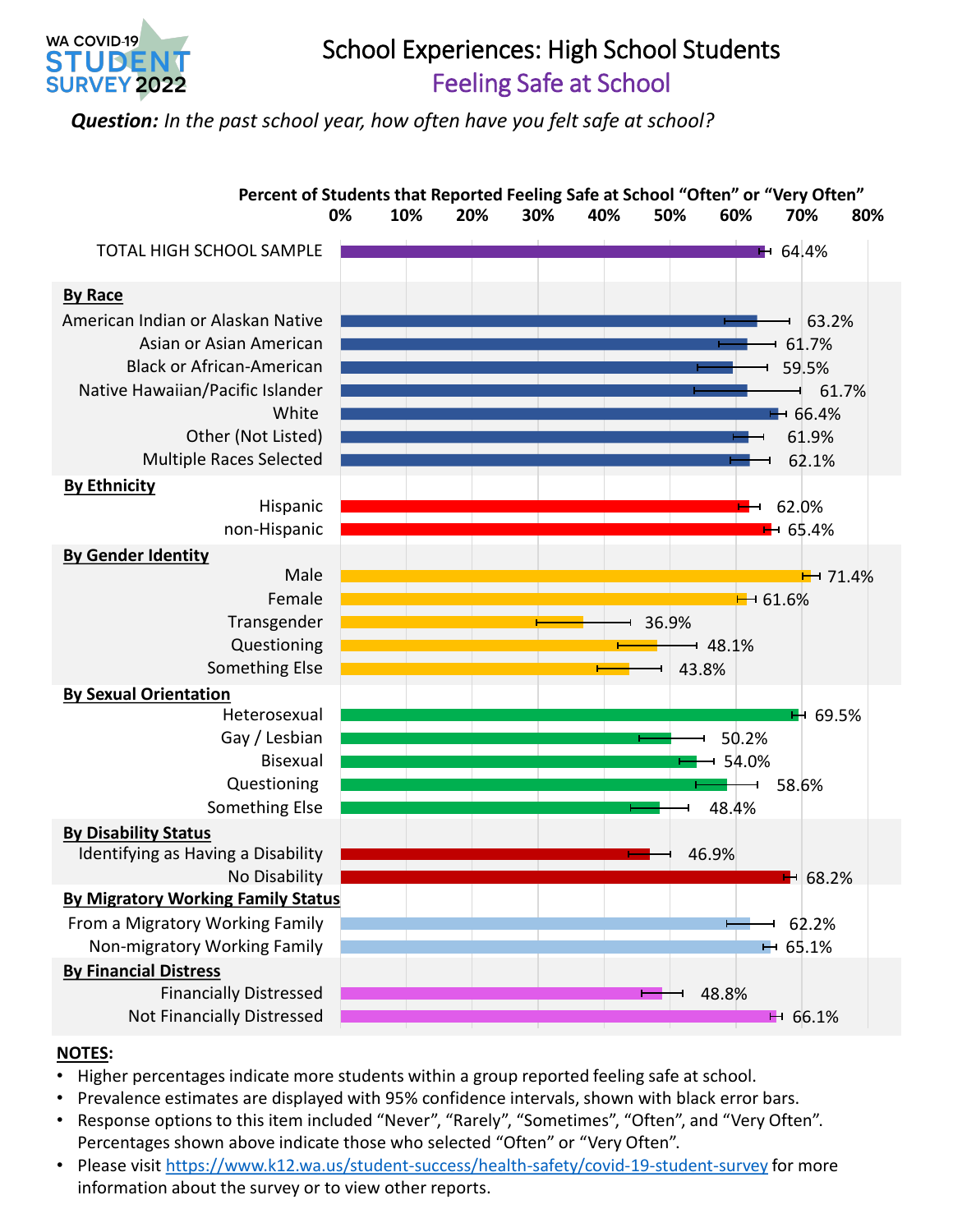WA COVID-19 STUDENT SURVEY 2022

# School Experiences: High School Students

## Feeling Safe at School

***Question:*** *In the past school year, how often have you felt safe at school?*

**Percent of Students that Reported Feeling Safe at School "Often" or "Very Often"**

| Group | Percent |
|---|---|
| TOTAL HIGH SCHOOL SAMPLE | 64.4% |
| **By Race** | |
| American Indian or Alaskan Native | 63.2% |
| Asian or Asian American | 61.7% |
| Black or African-American | 59.5% |
| Native Hawaiian/Pacific Islander | 61.7% |
| White | 66.4% |
| Other (Not Listed) | 61.9% |
| Multiple Races Selected | 62.1% |
| **By Ethnicity** | |
| Hispanic | 62.0% |
| non-Hispanic | 65.4% |
| **By Gender Identity** | |
| Male | 71.4% |
| Female | 61.6% |
| Transgender | 36.9% |
| Questioning | 48.1% |
| Something Else | 43.8% |
| **By Sexual Orientation** | |
| Heterosexual | 69.5% |
| Gay / Lesbian | 50.2% |
| Bisexual | 54.0% |
| Questioning | 58.6% |
| Something Else | 48.4% |
| **By Disability Status** | |
| Identifying as Having a Disability | 46.9% |
| No Disability | 68.2% |
| **By Migratory Working Family Status** | |
| From a Migratory Working Family | 62.2% |
| Non-migratory Working Family | 65.1% |
| **By Financial Distress** | |
| Financially Distressed | 48.8% |
| Not Financially Distressed | 66.1% |

**NOTES:**

- Higher percentages indicate more students within a group reported feeling safe at school.
- Prevalence estimates are displayed with 95% confidence intervals, shown with black error bars.
- Response options to this item included "Never", "Rarely", "Sometimes", "Often", and "Very Often". Percentages shown above indicate those who selected "Often" or "Very Often".
- Please visit https://www.k12.wa.us/student-success/health-safety/covid-19-student-survey for more information about the survey or to view other reports.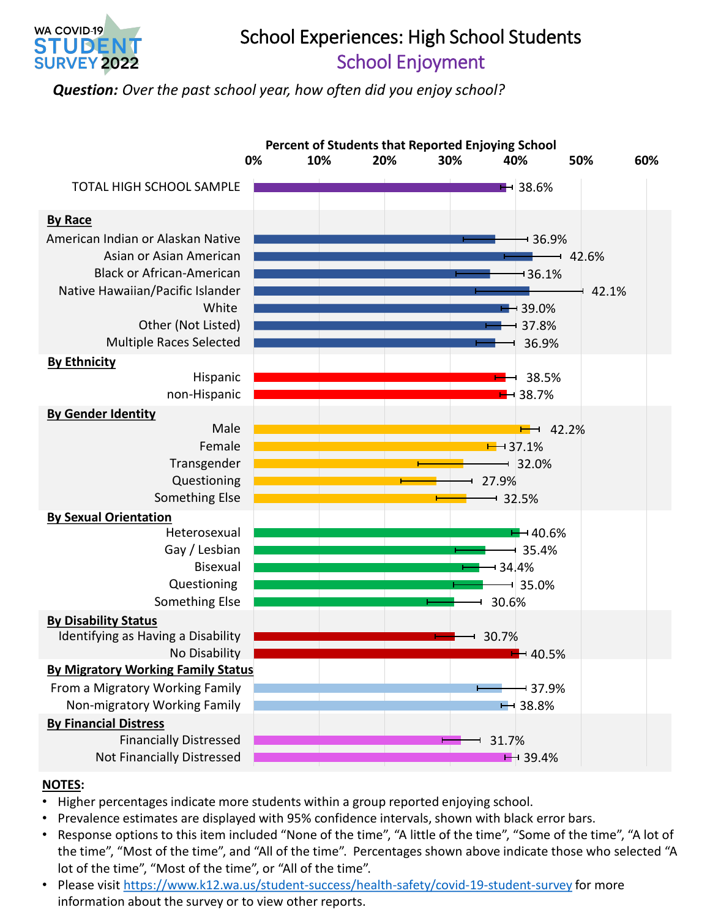WA COVID-19 STUDENT SURVEY 2022

# School Experiences: High School Students

## School Enjoyment

***Question:*** *Over the past school year, how often did you enjoy school?*

**Percent of Students that Reported Enjoying School**

| Group | Percent |
|---|---|
| TOTAL HIGH SCHOOL SAMPLE | 38.6% |
| **By Race** | |
| American Indian or Alaskan Native | 36.9% |
| Asian or Asian American | 42.6% |
| Black or African-American | 36.1% |
| Native Hawaiian/Pacific Islander | 42.1% |
| White | 39.0% |
| Other (Not Listed) | 37.8% |
| Multiple Races Selected | 36.9% |
| **By Ethnicity** | |
| Hispanic | 38.5% |
| non-Hispanic | 38.7% |
| **By Gender Identity** | |
| Male | 42.2% |
| Female | 37.1% |
| Transgender | 32.0% |
| Questioning | 27.9% |
| Something Else | 32.5% |
| **By Sexual Orientation** | |
| Heterosexual | 40.6% |
| Gay / Lesbian | 35.4% |
| Bisexual | 34.4% |
| Questioning | 35.0% |
| Something Else | 30.6% |
| **By Disability Status** | |
| Identifying as Having a Disability | 30.7% |
| No Disability | 40.5% |
| **By Migratory Working Family Status** | |
| From a Migratory Working Family | 37.9% |
| Non-migratory Working Family | 38.8% |
| **By Financial Distress** | |
| Financially Distressed | 31.7% |
| Not Financially Distressed | 39.4% |

**NOTES:**

- Higher percentages indicate more students within a group reported enjoying school.
- Prevalence estimates are displayed with 95% confidence intervals, shown with black error bars.
- Response options to this item included "None of the time", "A little of the time", "Some of the time", "A lot of the time", "Most of the time", and "All of the time". Percentages shown above indicate those who selected "A lot of the time", "Most of the time", or "All of the time".
- Please visit https://www.k12.wa.us/student-success/health-safety/covid-19-student-survey for more information about the survey or to view other reports.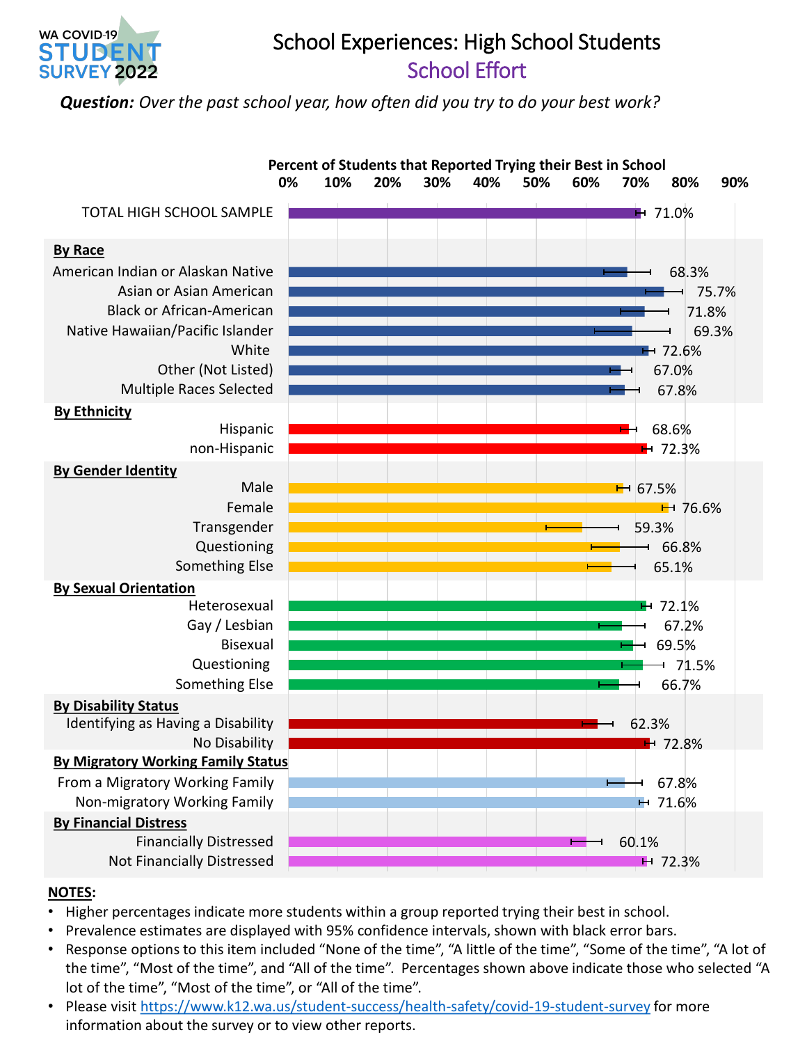WA COVID-19 STUDENT SURVEY 2022

# School Experiences: High School Students

## School Effort

***Question:*** *Over the past school year, how often did you try to do your best work?*

**Percent of Students that Reported Trying their Best in School**

| Group | Percent |
|---|---|
| TOTAL HIGH SCHOOL SAMPLE | 71.0% |
| **By Race** | |
| American Indian or Alaskan Native | 68.3% |
| Asian or Asian American | 75.7% |
| Black or African-American | 71.8% |
| Native Hawaiian/Pacific Islander | 69.3% |
| White | 72.6% |
| Other (Not Listed) | 67.0% |
| Multiple Races Selected | 67.8% |
| **By Ethnicity** | |
| Hispanic | 68.6% |
| non-Hispanic | 72.3% |
| **By Gender Identity** | |
| Male | 67.5% |
| Female | 76.6% |
| Transgender | 59.3% |
| Questioning | 66.8% |
| Something Else | 65.1% |
| **By Sexual Orientation** | |
| Heterosexual | 72.1% |
| Gay / Lesbian | 67.2% |
| Bisexual | 69.5% |
| Questioning | 71.5% |
| Something Else | 66.7% |
| **By Disability Status** | |
| Identifying as Having a Disability | 62.3% |
| No Disability | 72.8% |
| **By Migratory Working Family Status** | |
| From a Migratory Working Family | 67.8% |
| Non-migratory Working Family | 71.6% |
| **By Financial Distress** | |
| Financially Distressed | 60.1% |
| Not Financially Distressed | 72.3% |

**NOTES:**

- Higher percentages indicate more students within a group reported trying their best in school.
- Prevalence estimates are displayed with 95% confidence intervals, shown with black error bars.
- Response options to this item included “None of the time”, “A little of the time”, “Some of the time”, “A lot of the time”, “Most of the time”, and “All of the time”. Percentages shown above indicate those who selected “A lot of the time”, “Most of the time”, or “All of the time”.
- Please visit https://www.k12.wa.us/student-success/health-safety/covid-19-student-survey for more information about the survey or to view other reports.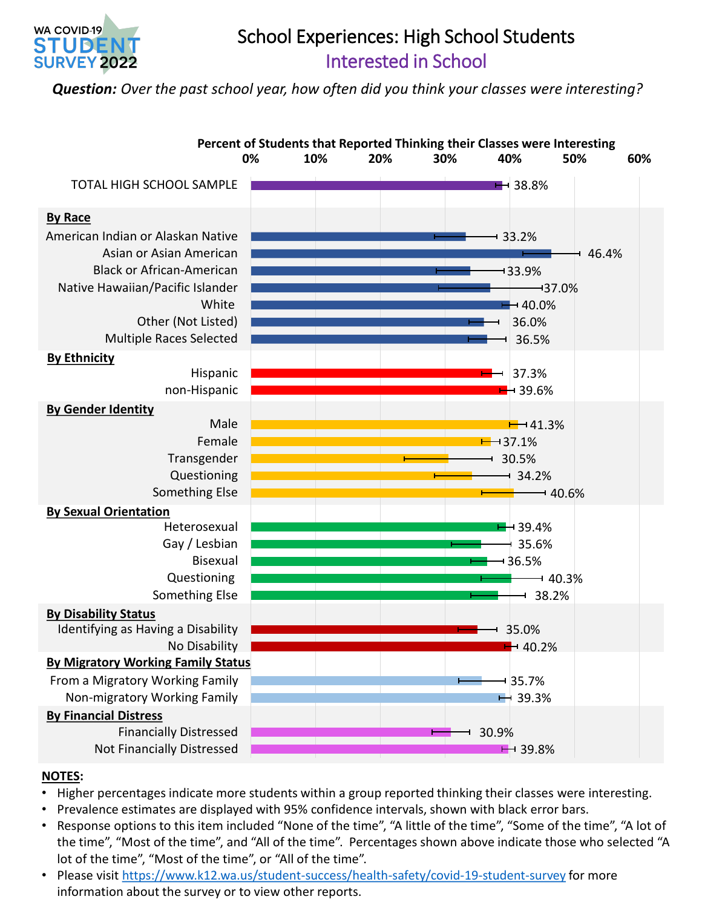WA COVID-19 STUDENT SURVEY 2022

# School Experiences: High School Students

## Interested in School

***Question:*** *Over the past school year, how often did you think your classes were interesting?*

**Percent of Students that Reported Thinking their Classes were Interesting**

| Group | Percent |
|---|---|
| TOTAL HIGH SCHOOL SAMPLE | 38.8% |
| **By Race** | |
| American Indian or Alaskan Native | 33.2% |
| Asian or Asian American | 46.4% |
| Black or African-American | 33.9% |
| Native Hawaiian/Pacific Islander | 37.0% |
| White | 40.0% |
| Other (Not Listed) | 36.0% |
| Multiple Races Selected | 36.5% |
| **By Ethnicity** | |
| Hispanic | 37.3% |
| non-Hispanic | 39.6% |
| **By Gender Identity** | |
| Male | 41.3% |
| Female | 37.1% |
| Transgender | 30.5% |
| Questioning | 34.2% |
| Something Else | 40.6% |
| **By Sexual Orientation** | |
| Heterosexual | 39.4% |
| Gay / Lesbian | 35.6% |
| Bisexual | 36.5% |
| Questioning | 40.3% |
| Something Else | 38.2% |
| **By Disability Status** | |
| Identifying as Having a Disability | 35.0% |
| No Disability | 40.2% |
| **By Migratory Working Family Status** | |
| From a Migratory Working Family | 35.7% |
| Non-migratory Working Family | 39.3% |
| **By Financial Distress** | |
| Financially Distressed | 30.9% |
| Not Financially Distressed | 39.8% |

**NOTES:**

- Higher percentages indicate more students within a group reported thinking their classes were interesting.
- Prevalence estimates are displayed with 95% confidence intervals, shown with black error bars.
- Response options to this item included "None of the time", "A little of the time", "Some of the time", "A lot of the time", "Most of the time", and "All of the time". Percentages shown above indicate those who selected "A lot of the time", "Most of the time", or "All of the time".
- Please visit https://www.k12.wa.us/student-success/health-safety/covid-19-student-survey for more information about the survey or to view other reports.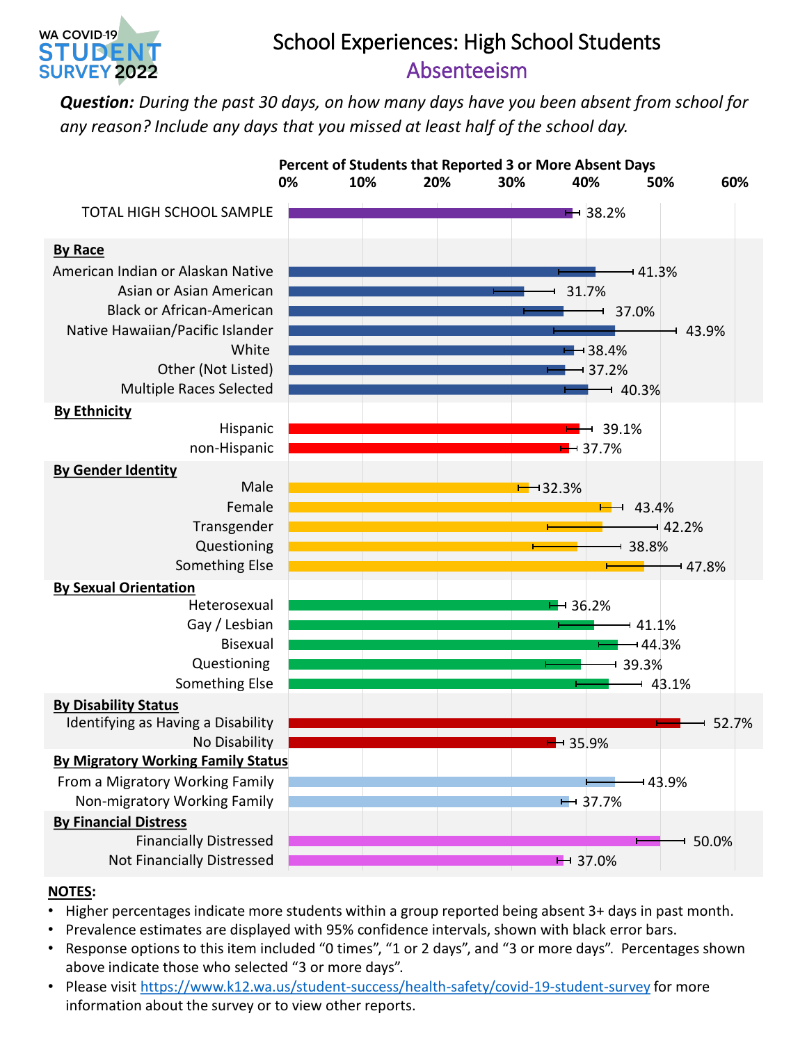WA COVID-19 STUDENT SURVEY 2022

# School Experiences: High School Students

## Absenteeism

***Question:** During the past 30 days, on how many days have you been absent from school for any reason? Include any days that you missed at least half of the school day.*

**Percent of Students that Reported 3 or More Absent Days**

| Group | Percent |
|---|---|
| TOTAL HIGH SCHOOL SAMPLE | 38.2% |
| **By Race** | |
| American Indian or Alaskan Native | 41.3% |
| Asian or Asian American | 31.7% |
| Black or African-American | 37.0% |
| Native Hawaiian/Pacific Islander | 43.9% |
| White | 38.4% |
| Other (Not Listed) | 37.2% |
| Multiple Races Selected | 40.3% |
| **By Ethnicity** | |
| Hispanic | 39.1% |
| non-Hispanic | 37.7% |
| **By Gender Identity** | |
| Male | 32.3% |
| Female | 43.4% |
| Transgender | 42.2% |
| Questioning | 38.8% |
| Something Else | 47.8% |
| **By Sexual Orientation** | |
| Heterosexual | 36.2% |
| Gay / Lesbian | 41.1% |
| Bisexual | 44.3% |
| Questioning | 39.3% |
| Something Else | 43.1% |
| **By Disability Status** | |
| Identifying as Having a Disability | 52.7% |
| No Disability | 35.9% |
| **By Migratory Working Family Status** | |
| From a Migratory Working Family | 43.9% |
| Non-migratory Working Family | 37.7% |
| **By Financial Distress** | |
| Financially Distressed | 50.0% |
| Not Financially Distressed | 37.0% |

**NOTES:**

- Higher percentages indicate more students within a group reported being absent 3+ days in past month.
- Prevalence estimates are displayed with 95% confidence intervals, shown with black error bars.
- Response options to this item included "0 times", "1 or 2 days", and "3 or more days". Percentages shown above indicate those who selected "3 or more days".
- Please visit https://www.k12.wa.us/student-success/health-safety/covid-19-student-survey for more information about the survey or to view other reports.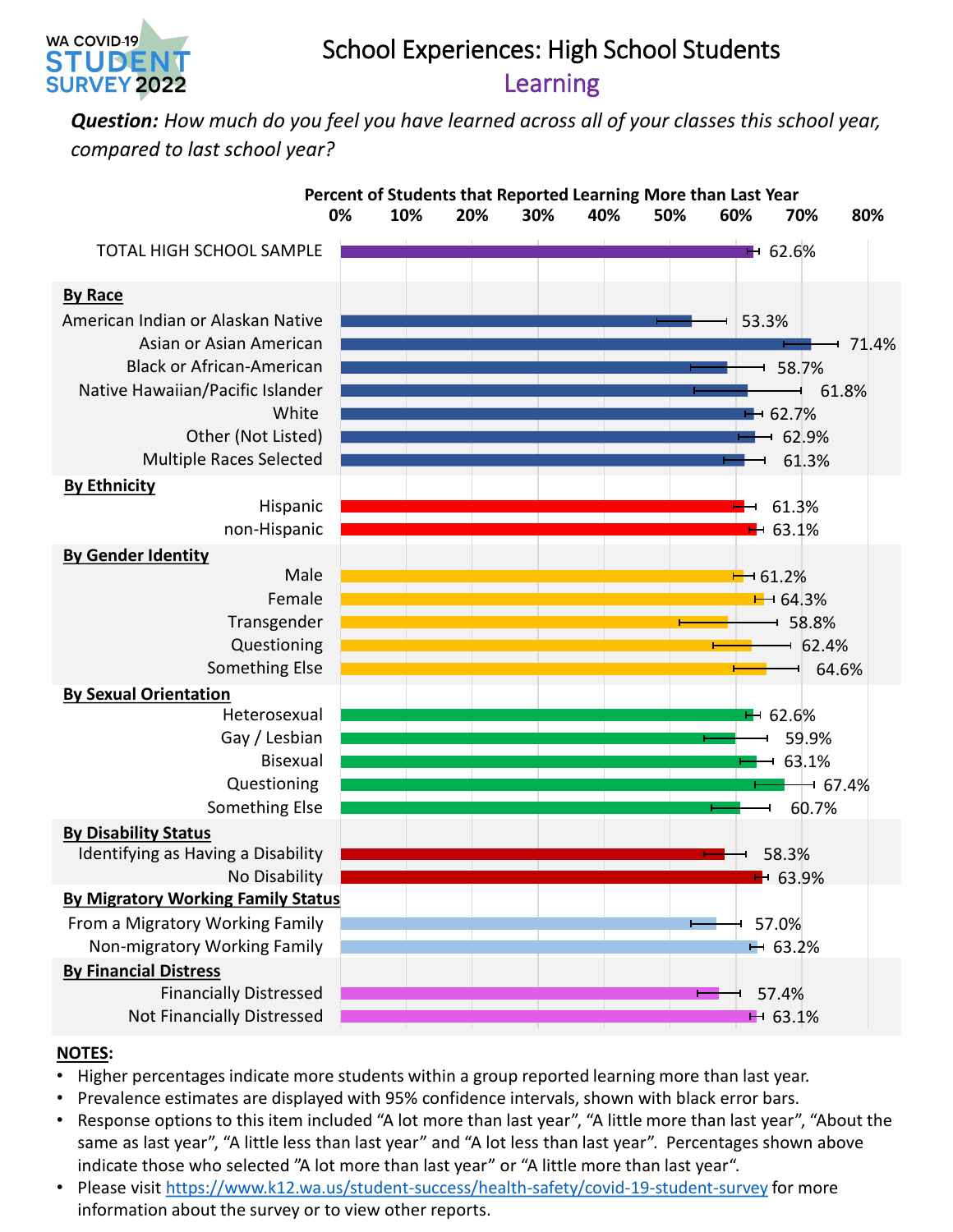WA COVID-19 STUDENT SURVEY 2022

# School Experiences: High School Students

## Learning

***Question:*** *How much do you feel you have learned across all of your classes this school year, compared to last school year?*

**Percent of Students that Reported Learning More than Last Year**

| Group | Percent |
|---|---|
| TOTAL HIGH SCHOOL SAMPLE | 62.6% |
| **By Race** | |
| American Indian or Alaskan Native | 53.3% |
| Asian or Asian American | 71.4% |
| Black or African-American | 58.7% |
| Native Hawaiian/Pacific Islander | 61.8% |
| White | 62.7% |
| Other (Not Listed) | 62.9% |
| Multiple Races Selected | 61.3% |
| **By Ethnicity** | |
| Hispanic | 61.3% |
| non-Hispanic | 63.1% |
| **By Gender Identity** | |
| Male | 61.2% |
| Female | 64.3% |
| Transgender | 58.8% |
| Questioning | 62.4% |
| Something Else | 64.6% |
| **By Sexual Orientation** | |
| Heterosexual | 62.6% |
| Gay / Lesbian | 59.9% |
| Bisexual | 63.1% |
| Questioning | 67.4% |
| Something Else | 60.7% |
| **By Disability Status** | |
| Identifying as Having a Disability | 58.3% |
| No Disability | 63.9% |
| **By Migratory Working Family Status** | |
| From a Migratory Working Family | 57.0% |
| Non-migratory Working Family | 63.2% |
| **By Financial Distress** | |
| Financially Distressed | 57.4% |
| Not Financially Distressed | 63.1% |

**NOTES:**

- Higher percentages indicate more students within a group reported learning more than last year.
- Prevalence estimates are displayed with 95% confidence intervals, shown with black error bars.
- Response options to this item included "A lot more than last year", "A little more than last year", "About the same as last year", "A little less than last year" and "A lot less than last year". Percentages shown above indicate those who selected "A lot more than last year" or "A little more than last year".
- Please visit https://www.k12.wa.us/student-success/health-safety/covid-19-student-survey for more information about the survey or to view other reports.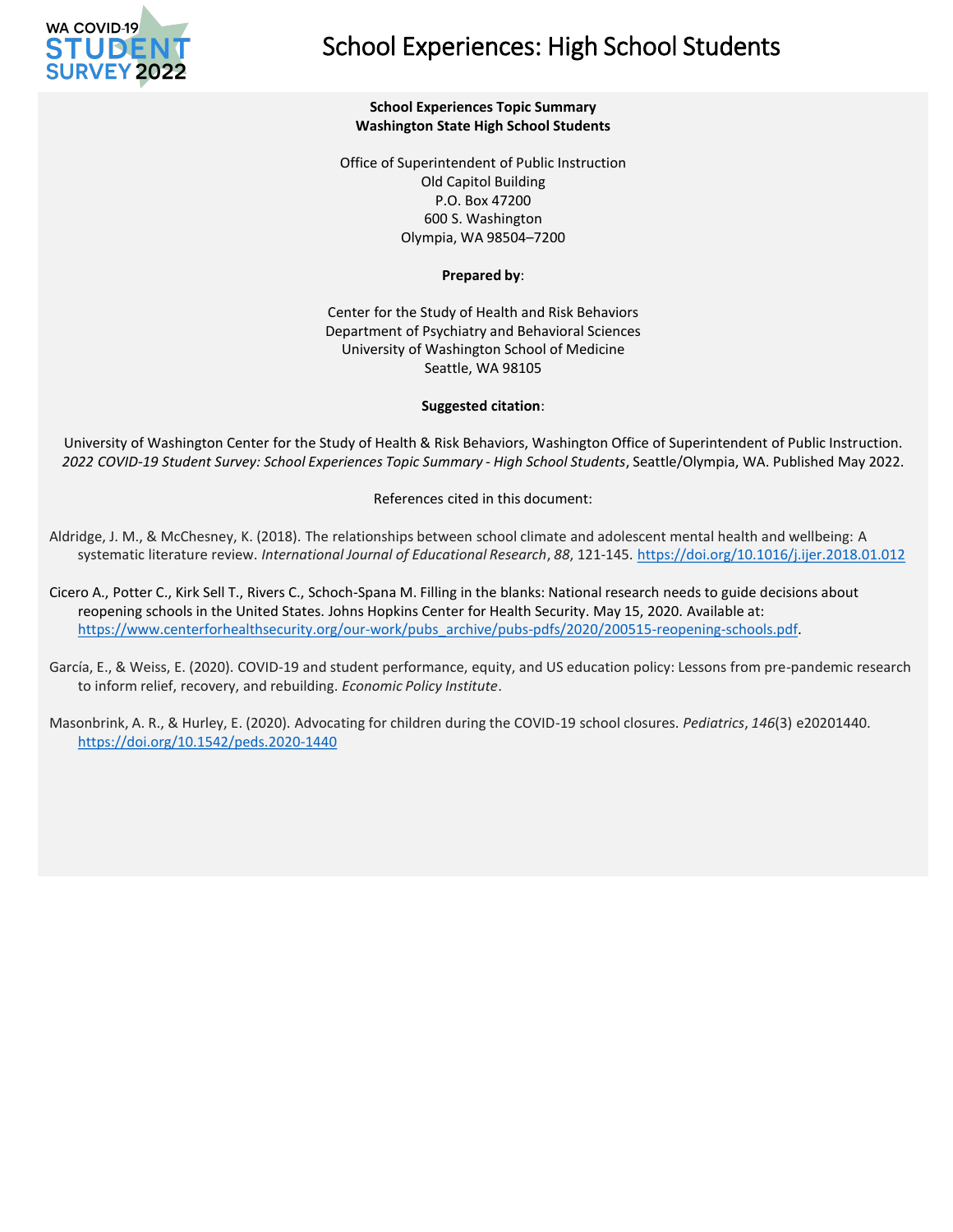# School Experiences: High School Students

**School Experiences Topic Summary**
**Washington State High School Students**

Office of Superintendent of Public Instruction
Old Capitol Building
P.O. Box 47200
600 S. Washington
Olympia, WA 98504–7200

**Prepared by**:

Center for the Study of Health and Risk Behaviors
Department of Psychiatry and Behavioral Sciences
University of Washington School of Medicine
Seattle, WA 98105

**Suggested citation**:

University of Washington Center for the Study of Health & Risk Behaviors, Washington Office of Superintendent of Public Instruction. *2022 COVID-19 Student Survey: School Experiences Topic Summary - High School Students*, Seattle/Olympia, WA. Published May 2022.

References cited in this document:

Aldridge, J. M., & McChesney, K. (2018). The relationships between school climate and adolescent mental health and wellbeing: A systematic literature review. *International Journal of Educational Research*, *88*, 121-145. https://doi.org/10.1016/j.ijer.2018.01.012

Cicero A., Potter C., Kirk Sell T., Rivers C., Schoch-Spana M. Filling in the blanks: National research needs to guide decisions about reopening schools in the United States. Johns Hopkins Center for Health Security. May 15, 2020. Available at: https://www.centerforhealthsecurity.org/our-work/pubs_archive/pubs-pdfs/2020/200515-reopening-schools.pdf.

García, E., & Weiss, E. (2020). COVID-19 and student performance, equity, and US education policy: Lessons from pre-pandemic research to inform relief, recovery, and rebuilding. *Economic Policy Institute*.

Masonbrink, A. R., & Hurley, E. (2020). Advocating for children during the COVID-19 school closures. *Pediatrics*, *146*(3) e20201440. https://doi.org/10.1542/peds.2020-1440